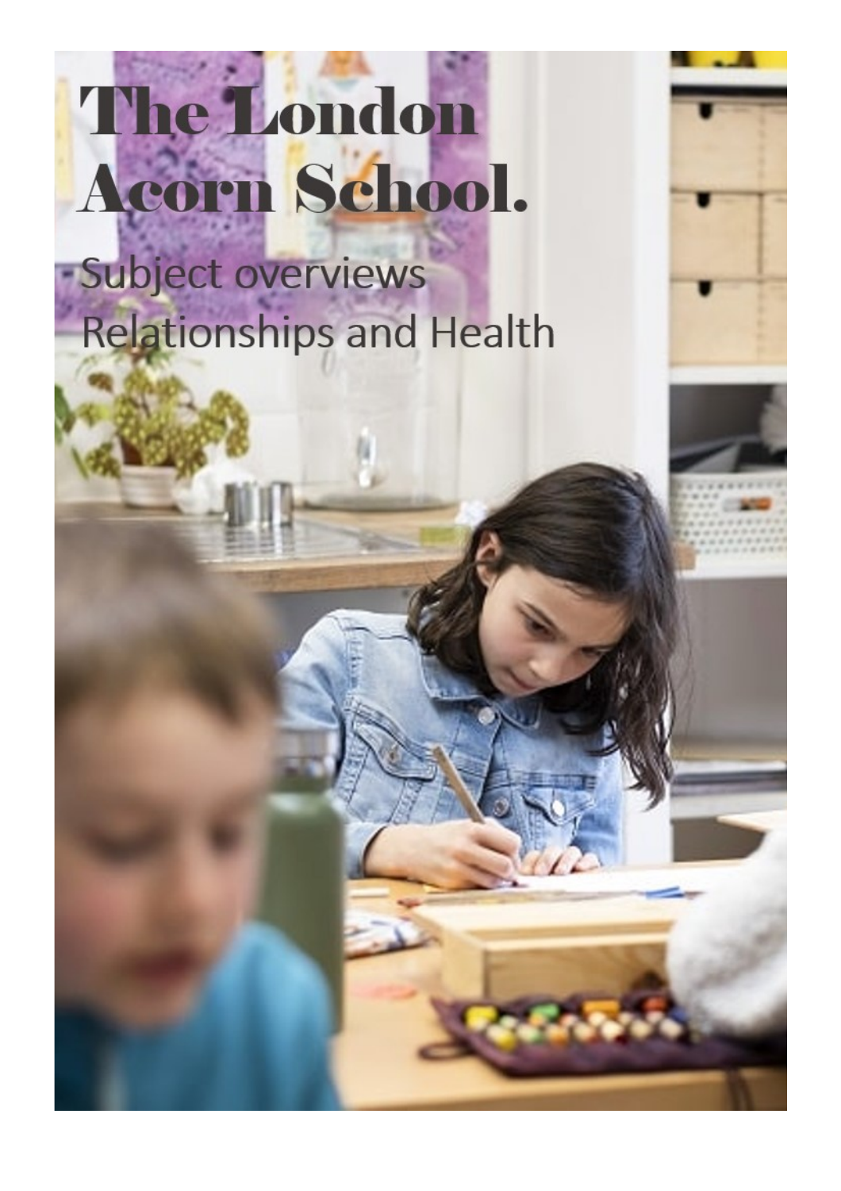# The London Acorn School.

Subject overviews
Relationships and Health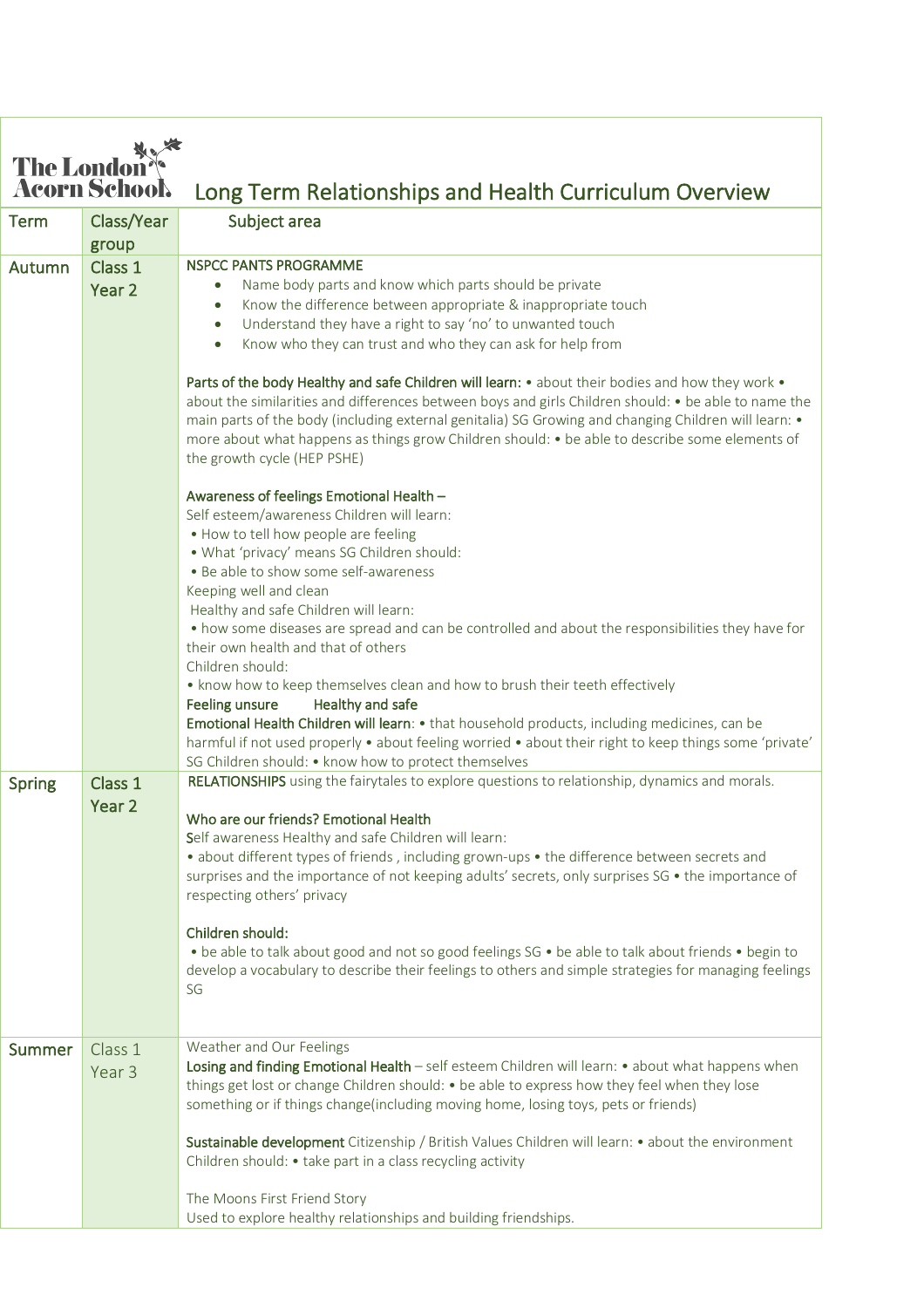The London Acorn School

# Long Term Relationships and Health Curriculum Overview

| Term | Class/Year group | Subject area |
|---|---|---|
| Autumn | Class 1<br>Year 2 | **NSPCC PANTS PROGRAMME**<br>• Name body parts and know which parts should be private<br>• Know the difference between appropriate & inappropriate touch<br>• Understand they have a right to say 'no' to unwanted touch<br>• Know who they can trust and who they can ask for help from<br><br>**Parts of the body Healthy and safe Children will learn:** • about their bodies and how they work • about the similarities and differences between boys and girls Children should: • be able to name the main parts of the body (including external genitalia) SG Growing and changing Children will learn: • more about what happens as things grow Children should: • be able to describe some elements of the growth cycle (HEP PSHE)<br><br>**Awareness of feelings Emotional Health –**<br>Self esteem/awareness Children will learn:<br>• How to tell how people are feeling<br>• What 'privacy' means SG Children should:<br>• Be able to show some self-awareness<br>Keeping well and clean<br>Healthy and safe Children will learn:<br>• how some diseases are spread and can be controlled and about the responsibilities they have for their own health and that of others<br>Children should:<br>• know how to keep themselves clean and how to brush their teeth effectively<br>**Feeling unsure Healthy and safe**<br>**Emotional Health Children will learn**: • that household products, including medicines, can be harmful if not used properly • about feeling worried • about their right to keep things some 'private' SG Children should: • know how to protect themselves |
| Spring | Class 1<br>Year 2 | **RELATIONSHIPS** using the fairytales to explore questions to relationship, dynamics and morals.<br><br>**Who are our friends? Emotional Health**<br>Self awareness Healthy and safe Children will learn:<br>• about different types of friends , including grown-ups • the difference between secrets and surprises and the importance of not keeping adults' secrets, only surprises SG • the importance of respecting others' privacy<br><br>**Children should:**<br>• be able to talk about good and not so good feelings SG • be able to talk about friends • begin to develop a vocabulary to describe their feelings to others and simple strategies for managing feelings SG |
| Summer | Class 1<br>Year 3 | Weather and Our Feelings<br>**Losing and finding Emotional Health** – self esteem Children will learn: • about what happens when things get lost or change Children should: • be able to express how they feel when they lose something or if things change(including moving home, losing toys, pets or friends)<br><br>**Sustainable development** Citizenship / British Values Children will learn: • about the environment Children should: • take part in a class recycling activity<br><br>The Moons First Friend Story<br>Used to explore healthy relationships and building friendships. |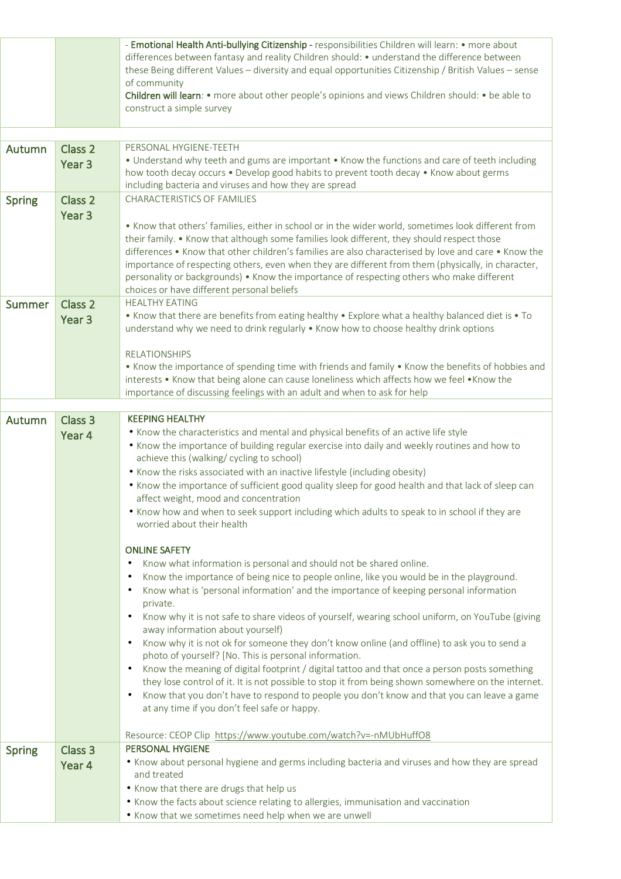| | | |
|---|---|---|
| | | - **Emotional Health Anti-bullying Citizenship** - responsibilities Children will learn: • more about differences between fantasy and reality Children should: • understand the difference between these Being different Values – diversity and equal opportunities Citizenship / British Values – sense of community<br>**Children will learn**: • more about other people's opinions and views Children should: • be able to construct a simple survey |
| | | |
| Autumn | Class 2<br>Year 3 | PERSONAL HYGIENE-TEETH<br>• Understand why teeth and gums are important • Know the functions and care of teeth including how tooth decay occurs • Develop good habits to prevent tooth decay • Know about germs including bacteria and viruses and how they are spread |
| Spring | Class 2<br>Year 3 | CHARACTERISTICS OF FAMILIES<br><br>• Know that others' families, either in school or in the wider world, sometimes look different from their family. • Know that although some families look different, they should respect those differences • Know that other children's families are also characterised by love and care • Know the importance of respecting others, even when they are different from them (physically, in character, personality or backgrounds) • Know the importance of respecting others who make different choices or have different personal beliefs |
| Summer | Class 2<br>Year 3 | HEALTHY EATING<br>• Know that there are benefits from eating healthy • Explore what a healthy balanced diet is • To understand why we need to drink regularly • Know how to choose healthy drink options<br><br>RELATIONSHIPS<br>• Know the importance of spending time with friends and family • Know the benefits of hobbies and interests • Know that being alone can cause loneliness which affects how we feel •Know the importance of discussing feelings with an adult and when to ask for help |
| | | |
| Autumn | Class 3<br>Year 4 | **KEEPING HEALTHY**<br>• Know the characteristics and mental and physical benefits of an active life style<br>• Know the importance of building regular exercise into daily and weekly routines and how to achieve this (walking/ cycling to school)<br>• Know the risks associated with an inactive lifestyle (including obesity)<br>• Know the importance of sufficient good quality sleep for good health and that lack of sleep can affect weight, mood and concentration<br>• Know how and when to seek support including which adults to speak to in school if they are worried about their health<br><br>**ONLINE SAFETY**<br>• Know what information is personal and should not be shared online.<br>• Know the importance of being nice to people online, like you would be in the playground.<br>• Know what is 'personal information' and the importance of keeping personal information private.<br>• Know why it is not safe to share videos of yourself, wearing school uniform, on YouTube (giving away information about yourself)<br>• Know why it is not ok for someone they don't know online (and offline) to ask you to send a photo of yourself? [No. This is personal information.<br>• Know the meaning of digital footprint / digital tattoo and that once a person posts something they lose control of it. It is not possible to stop it from being shown somewhere on the internet.<br>• Know that you don't have to respond to people you don't know and that you can leave a game at any time if you don't feel safe or happy.<br><br>Resource: CEOP Clip https://www.youtube.com/watch?v=-nMUbHuffO8 |
| Spring | Class 3<br>Year 4 | **PERSONAL HYGIENE**<br>• Know about personal hygiene and germs including bacteria and viruses and how they are spread and treated<br>• Know that there are drugs that help us<br>• Know the facts about science relating to allergies, immunisation and vaccination<br>• Know that we sometimes need help when we are unwell |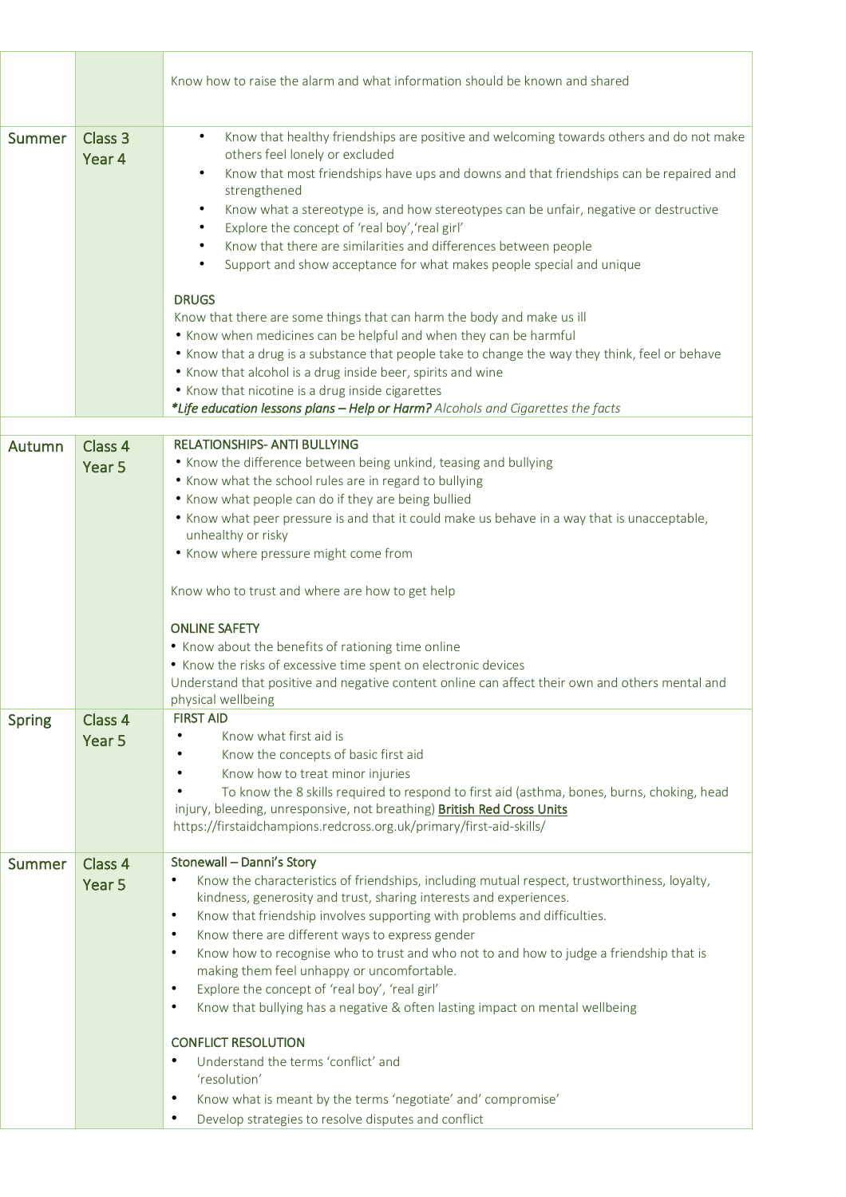| | | |
|---|---|---|
| | | Know how to raise the alarm and what information should be known and shared |
| Summer | Class 3 Year 4 | • Know that healthy friendships are positive and welcoming towards others and do not make others feel lonely or excluded<br>• Know that most friendships have ups and downs and that friendships can be repaired and strengthened<br>• Know what a stereotype is, and how stereotypes can be unfair, negative or destructive<br>• Explore the concept of 'real boy','real girl'<br>• Know that there are similarities and differences between people<br>• Support and show acceptance for what makes people special and unique<br><br>DRUGS<br>Know that there are some things that can harm the body and make us ill<br>• Know when medicines can be helpful and when they can be harmful<br>• Know that a drug is a substance that people take to change the way they think, feel or behave<br>• Know that alcohol is a drug inside beer, spirits and wine<br>• Know that nicotine is a drug inside cigarettes<br>***Life education lessons plans – Help or Harm?** Alcohols and Cigarettes the facts* |
| | | |
| Autumn | Class 4 Year 5 | RELATIONSHIPS- ANTI BULLYING<br>• Know the difference between being unkind, teasing and bullying<br>• Know what the school rules are in regard to bullying<br>• Know what people can do if they are being bullied<br>• Know what peer pressure is and that it could make us behave in a way that is unacceptable, unhealthy or risky<br>• Know where pressure might come from<br><br>Know who to trust and where are how to get help<br><br>ONLINE SAFETY<br>• Know about the benefits of rationing time online<br>• Know the risks of excessive time spent on electronic devices<br>Understand that positive and negative content online can affect their own and others mental and physical wellbeing |
| Spring | Class 4 Year 5 | FIRST AID<br>• Know what first aid is<br>• Know the concepts of basic first aid<br>• Know how to treat minor injuries<br>• To know the 8 skills required to respond to first aid (asthma, bones, burns, choking, head injury, bleeding, unresponsive, not breathing) **British Red Cross Units**<br>https://firstaidchampions.redcross.org.uk/primary/first-aid-skills/ |
| Summer | Class 4 Year 5 | Stonewall – Danni's Story<br>• Know the characteristics of friendships, including mutual respect, trustworthiness, loyalty, kindness, generosity and trust, sharing interests and experiences.<br>• Know that friendship involves supporting with problems and difficulties.<br>• Know there are different ways to express gender<br>• Know how to recognise who to trust and who not to and how to judge a friendship that is making them feel unhappy or uncomfortable.<br>• Explore the concept of 'real boy', 'real girl'<br>• Know that bullying has a negative & often lasting impact on mental wellbeing<br><br>CONFLICT RESOLUTION<br>• Understand the terms 'conflict' and 'resolution'<br>• Know what is meant by the terms 'negotiate' and' compromise'<br>• Develop strategies to resolve disputes and conflict |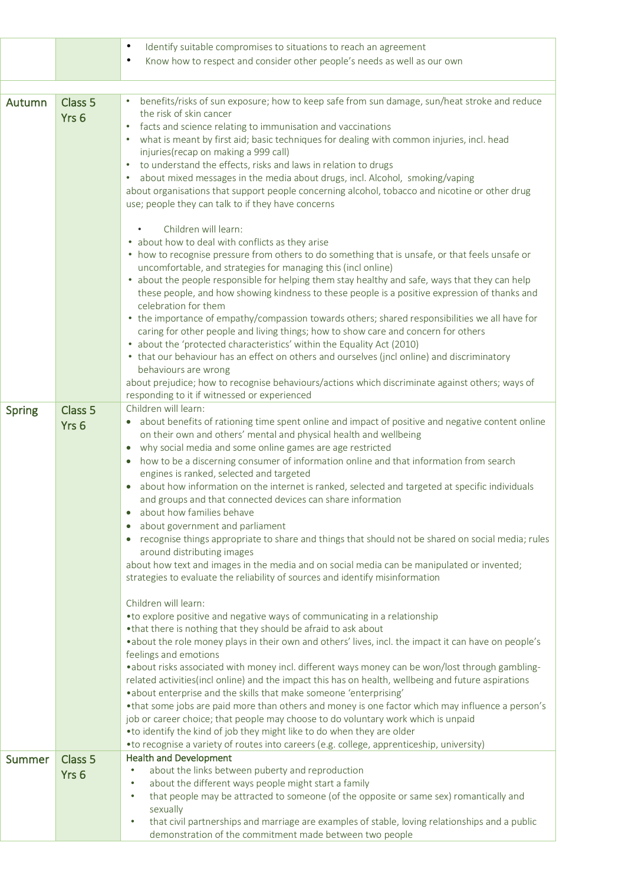| | | |
|---|---|---|
| | | • Identify suitable compromises to situations to reach an agreement<br>• Know how to respect and consider other people's needs as well as our own |
| Autumn | Class 5 Yrs 6 | • benefits/risks of sun exposure; how to keep safe from sun damage, sun/heat stroke and reduce the risk of skin cancer<br>• facts and science relating to immunisation and vaccinations<br>• what is meant by first aid; basic techniques for dealing with common injuries, incl. head injuries(recap on making a 999 call)<br>• to understand the effects, risks and laws in relation to drugs<br>• about mixed messages in the media about drugs, incl. Alcohol, smoking/vaping<br>about organisations that support people concerning alcohol, tobacco and nicotine or other drug use; people they can talk to if they have concerns<br><br>• Children will learn:<br>• about how to deal with conflicts as they arise<br>• how to recognise pressure from others to do something that is unsafe, or that feels unsafe or uncomfortable, and strategies for managing this (incl online)<br>• about the people responsible for helping them stay healthy and safe, ways that they can help these people, and how showing kindness to these people is a positive expression of thanks and celebration for them<br>• the importance of empathy/compassion towards others; shared responsibilities we all have for caring for other people and living things; how to show care and concern for others<br>• about the 'protected characteristics' within the Equality Act (2010)<br>• that our behaviour has an effect on others and ourselves (jncl online) and discriminatory behaviours are wrong<br>about prejudice; how to recognise behaviours/actions which discriminate against others; ways of responding to it if witnessed or experienced |
| Spring | Class 5 Yrs 6 | Children will learn:<br>• about benefits of rationing time spent online and impact of positive and negative content online on their own and others' mental and physical health and wellbeing<br>• why social media and some online games are age restricted<br>• how to be a discerning consumer of information online and that information from search engines is ranked, selected and targeted<br>• about how information on the internet is ranked, selected and targeted at specific individuals and groups and that connected devices can share information<br>• about how families behave<br>• about government and parliament<br>• recognise things appropriate to share and things that should not be shared on social media; rules around distributing images<br>about how text and images in the media and on social media can be manipulated or invented; strategies to evaluate the reliability of sources and identify misinformation<br><br>Children will learn:<br>•to explore positive and negative ways of communicating in a relationship<br>•that there is nothing that they should be afraid to ask about<br>•about the role money plays in their own and others' lives, incl. the impact it can have on people's feelings and emotions<br>•about risks associated with money incl. different ways money can be won/lost through gambling-related activities(incl online) and the impact this has on health, wellbeing and future aspirations<br>•about enterprise and the skills that make someone 'enterprising'<br>•that some jobs are paid more than others and money is one factor which may influence a person's job or career choice; that people may choose to do voluntary work which is unpaid<br>•to identify the kind of job they might like to do when they are older<br>•to recognise a variety of routes into careers (e.g. college, apprenticeship, university) |
| Summer | Class 5 Yrs 6 | **Health and Development**<br>• about the links between puberty and reproduction<br>• about the different ways people might start a family<br>• that people may be attracted to someone (of the opposite or same sex) romantically and sexually<br>• that civil partnerships and marriage are examples of stable, loving relationships and a public demonstration of the commitment made between two people |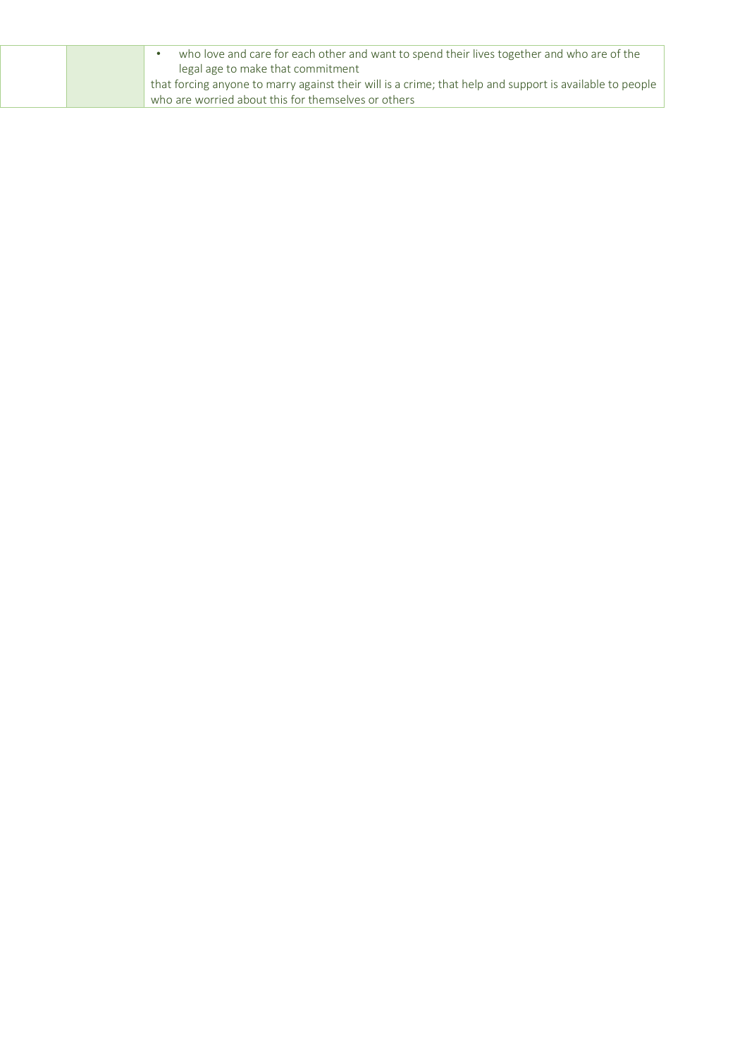| | | |
|---|---|---|
| | | • who love and care for each other and want to spend their lives together and who are of the legal age to make that commitment<br>that forcing anyone to marry against their will is a crime; that help and support is available to people who are worried about this for themselves or others |